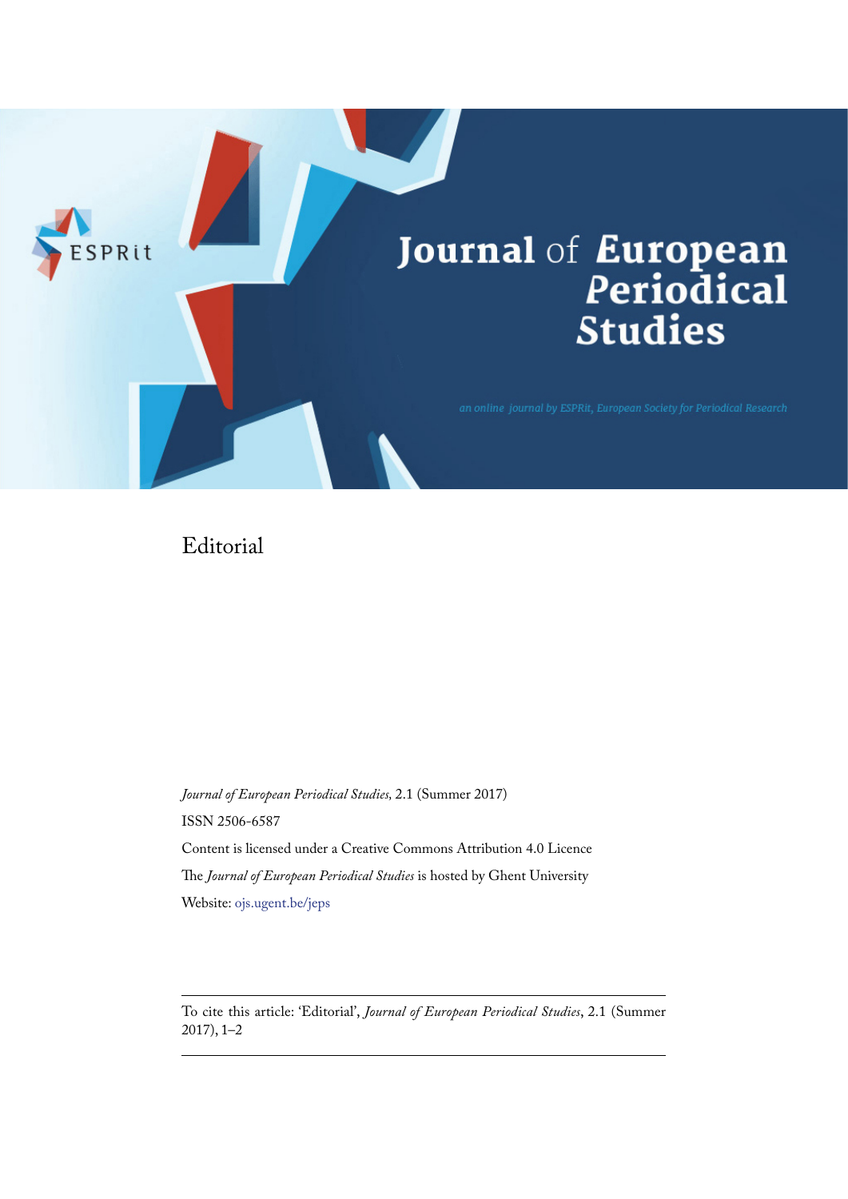ESPRit

# Journal of European Periodical Studies

an online journal by ESPRit, European Society for Periodical Research

## Editorial

*Journal of European Periodical Studies*, 2.1 (Summer 2017)

ISSN 2506-6587

Content is licensed under a Creative Commons Attribution 4.0 Licence

The *Journal of European Periodical Studies* is hosted by Ghent University

Website: ojs.ugent.be/jeps

---

To cite this article: 'Editorial', *Journal of European Periodical Studies*, 2.1 (Summer 2017), 1–2

---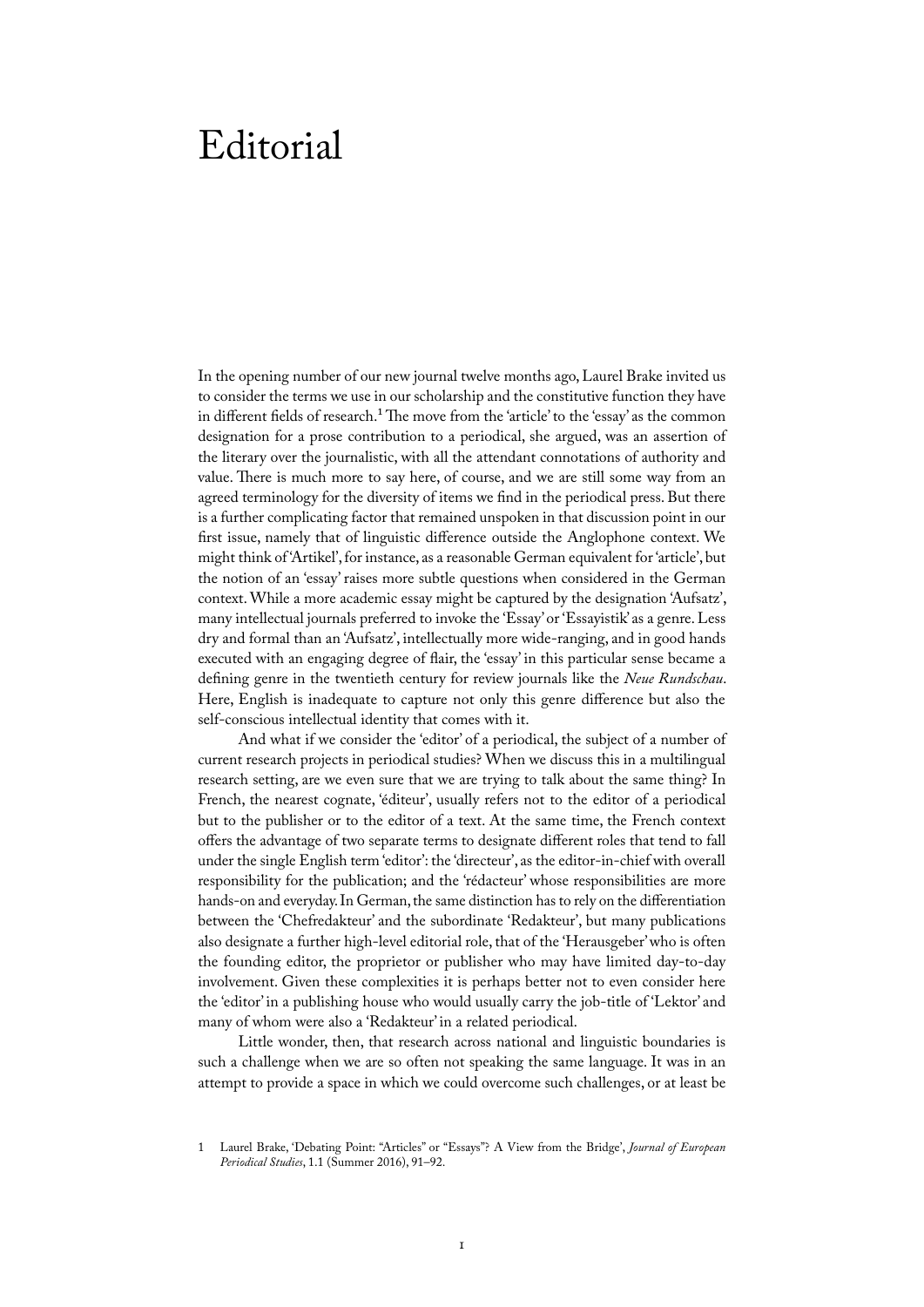# Editorial

In the opening number of our new journal twelve months ago, Laurel Brake invited us to consider the terms we use in our scholarship and the constitutive function they have in different fields of research.[1] The move from the 'article' to the 'essay' as the common designation for a prose contribution to a periodical, she argued, was an assertion of the literary over the journalistic, with all the attendant connotations of authority and value. There is much more to say here, of course, and we are still some way from an agreed terminology for the diversity of items we find in the periodical press. But there is a further complicating factor that remained unspoken in that discussion point in our first issue, namely that of linguistic difference outside the Anglophone context. We might think of 'Artikel', for instance, as a reasonable German equivalent for 'article', but the notion of an 'essay' raises more subtle questions when considered in the German context. While a more academic essay might be captured by the designation 'Aufsatz', many intellectual journals preferred to invoke the 'Essay' or 'Essayistik' as a genre. Less dry and formal than an 'Aufsatz', intellectually more wide-ranging, and in good hands executed with an engaging degree of flair, the 'essay' in this particular sense became a defining genre in the twentieth century for review journals like the *Neue Rundschau*. Here, English is inadequate to capture not only this genre difference but also the self-conscious intellectual identity that comes with it.

And what if we consider the 'editor' of a periodical, the subject of a number of current research projects in periodical studies? When we discuss this in a multilingual research setting, are we even sure that we are trying to talk about the same thing? In French, the nearest cognate, 'éditeur', usually refers not to the editor of a periodical but to the publisher or to the editor of a text. At the same time, the French context offers the advantage of two separate terms to designate different roles that tend to fall under the single English term 'editor': the 'directeur', as the editor-in-chief with overall responsibility for the publication; and the 'rédacteur' whose responsibilities are more hands-on and everyday. In German, the same distinction has to rely on the differentiation between the 'Chefredakteur' and the subordinate 'Redakteur', but many publications also designate a further high-level editorial role, that of the 'Herausgeber' who is often the founding editor, the proprietor or publisher who may have limited day-to-day involvement. Given these complexities it is perhaps better not to even consider here the 'editor' in a publishing house who would usually carry the job-title of 'Lektor' and many of whom were also a 'Redakteur' in a related periodical.

Little wonder, then, that research across national and linguistic boundaries is such a challenge when we are so often not speaking the same language. It was in an attempt to provide a space in which we could overcome such challenges, or at least be

1 Laurel Brake, 'Debating Point: "Articles" or "Essays"? A View from the Bridge', *Journal of European Periodical Studies*, 1.1 (Summer 2016), 91–92.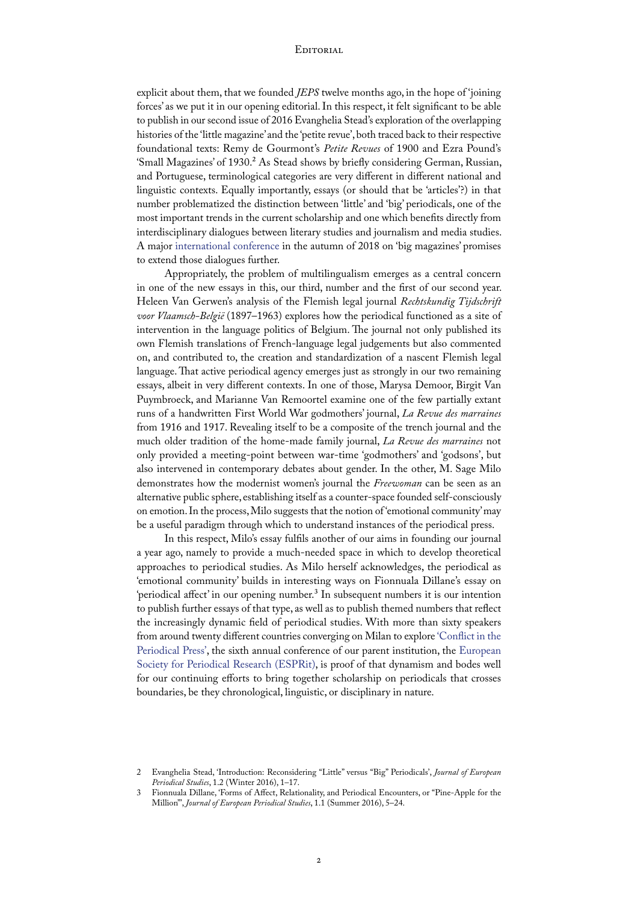explicit about them, that we founded *JEPS* twelve months ago, in the hope of 'joining forces' as we put it in our opening editorial. In this respect, it felt significant to be able to publish in our second issue of 2016 Evanghelia Stead's exploration of the overlapping histories of the 'little magazine' and the 'petite revue', both traced back to their respective foundational texts: Remy de Gourmont's *Petite Revues* of 1900 and Ezra Pound's 'Small Magazines' of 1930.[2] As Stead shows by briefly considering German, Russian, and Portuguese, terminological categories are very different in different national and linguistic contexts. Equally importantly, essays (or should that be 'articles'?) in that number problematized the distinction between 'little' and 'big' periodicals, one of the most important trends in the current scholarship and one which benefits directly from interdisciplinary dialogues between literary studies and journalism and media studies. A major international conference in the autumn of 2018 on 'big magazines' promises to extend those dialogues further.

Appropriately, the problem of multilingualism emerges as a central concern in one of the new essays in this, our third, number and the first of our second year. Heleen Van Gerwen's analysis of the Flemish legal journal *Rechtskundig Tijdschrift voor Vlaamsch-België* (1897–1963) explores how the periodical functioned as a site of intervention in the language politics of Belgium. The journal not only published its own Flemish translations of French-language legal judgements but also commented on, and contributed to, the creation and standardization of a nascent Flemish legal language. That active periodical agency emerges just as strongly in our two remaining essays, albeit in very different contexts. In one of those, Marysa Demoor, Birgit Van Puymbroeck, and Marianne Van Remoortel examine one of the few partially extant runs of a handwritten First World War godmothers' journal, *La Revue des marraines* from 1916 and 1917. Revealing itself to be a composite of the trench journal and the much older tradition of the home-made family journal, *La Revue des marraines* not only provided a meeting-point between war-time 'godmothers' and 'godsons', but also intervened in contemporary debates about gender. In the other, M. Sage Milo demonstrates how the modernist women's journal the *Freewoman* can be seen as an alternative public sphere, establishing itself as a counter-space founded self-consciously on emotion. In the process, Milo suggests that the notion of 'emotional community' may be a useful paradigm through which to understand instances of the periodical press.

In this respect, Milo's essay fulfils another of our aims in founding our journal a year ago, namely to provide a much-needed space in which to develop theoretical approaches to periodical studies. As Milo herself acknowledges, the periodical as 'emotional community' builds in interesting ways on Fionnuala Dillane's essay on 'periodical affect' in our opening number.[3] In subsequent numbers it is our intention to publish further essays of that type, as well as to publish themed numbers that reflect the increasingly dynamic field of periodical studies. With more than sixty speakers from around twenty different countries converging on Milan to explore 'Conflict in the Periodical Press', the sixth annual conference of our parent institution, the European Society for Periodical Research (ESPRit), is proof of that dynamism and bodes well for our continuing efforts to bring together scholarship on periodicals that crosses boundaries, be they chronological, linguistic, or disciplinary in nature.

---

2 Evanghelia Stead, 'Introduction: Reconsidering "Little" versus "Big" Periodicals', *Journal of European Periodical Studies*, 1.2 (Winter 2016), 1–17.

3 Fionnuala Dillane, 'Forms of Affect, Relationality, and Periodical Encounters, or "Pine-Apple for the Million"', *Journal of European Periodical Studies*, 1.1 (Summer 2016), 5–24.